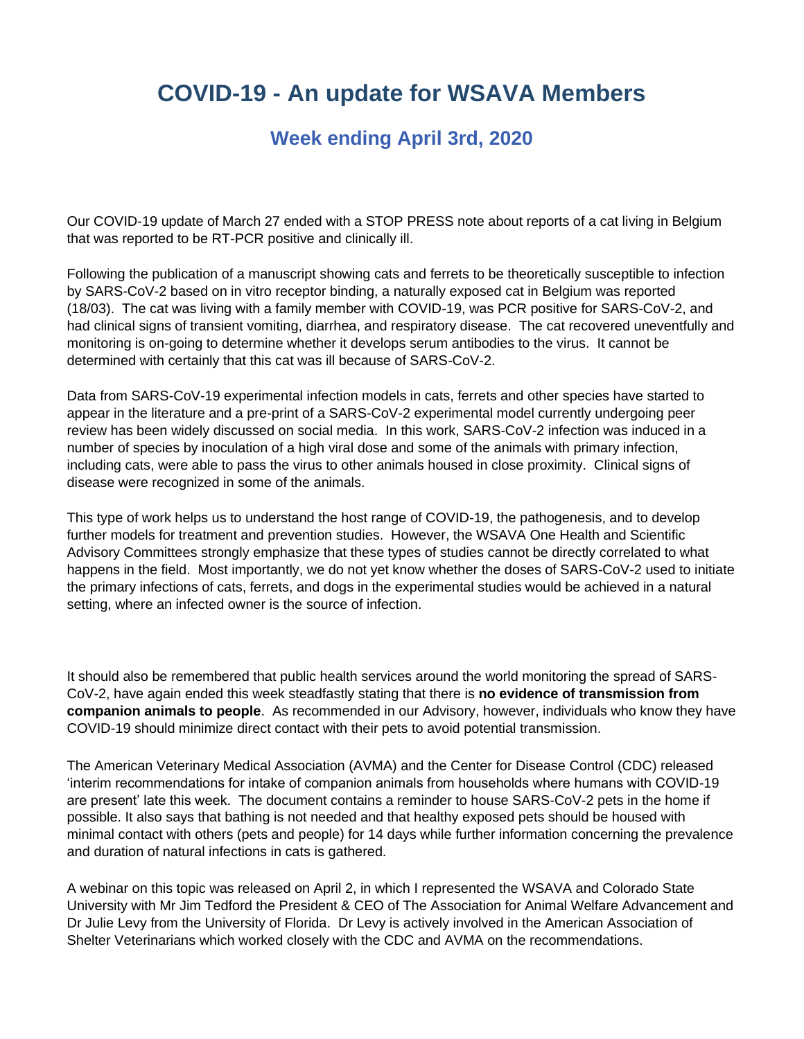# COVID-19 - An update for WSAVA Members

## Week ending April 3rd, 2020

Our COVID-19 update of March 27 ended with a STOP PRESS note about reports of a cat living in Belgium that was reported to be RT-PCR positive and clinically ill.

Following the publication of a manuscript showing cats and ferrets to be theoretically susceptible to infection by SARS-CoV-2 based on in vitro receptor binding, a naturally exposed cat in Belgium was reported (18/03). The cat was living with a family member with COVID-19, was PCR positive for SARS-CoV-2, and had clinical signs of transient vomiting, diarrhea, and respiratory disease. The cat recovered uneventfully and monitoring is on-going to determine whether it develops serum antibodies to the virus. It cannot be determined with certainly that this cat was ill because of SARS-CoV-2.

Data from SARS-CoV-19 experimental infection models in cats, ferrets and other species have started to appear in the literature and a pre-print of a SARS-CoV-2 experimental model currently undergoing peer review has been widely discussed on social media. In this work, SARS-CoV-2 infection was induced in a number of species by inoculation of a high viral dose and some of the animals with primary infection, including cats, were able to pass the virus to other animals housed in close proximity. Clinical signs of disease were recognized in some of the animals.

This type of work helps us to understand the host range of COVID-19, the pathogenesis, and to develop further models for treatment and prevention studies. However, the WSAVA One Health and Scientific Advisory Committees strongly emphasize that these types of studies cannot be directly correlated to what happens in the field. Most importantly, we do not yet know whether the doses of SARS-CoV-2 used to initiate the primary infections of cats, ferrets, and dogs in the experimental studies would be achieved in a natural setting, where an infected owner is the source of infection.

It should also be remembered that public health services around the world monitoring the spread of SARS-CoV-2, have again ended this week steadfastly stating that there is **no evidence of transmission from companion animals to people**. As recommended in our Advisory, however, individuals who know they have COVID-19 should minimize direct contact with their pets to avoid potential transmission.

The American Veterinary Medical Association (AVMA) and the Center for Disease Control (CDC) released 'interim recommendations for intake of companion animals from households where humans with COVID-19 are present' late this week. The document contains a reminder to house SARS-CoV-2 pets in the home if possible. It also says that bathing is not needed and that healthy exposed pets should be housed with minimal contact with others (pets and people) for 14 days while further information concerning the prevalence and duration of natural infections in cats is gathered.

A webinar on this topic was released on April 2, in which I represented the WSAVA and Colorado State University with Mr Jim Tedford the President & CEO of The Association for Animal Welfare Advancement and Dr Julie Levy from the University of Florida. Dr Levy is actively involved in the American Association of Shelter Veterinarians which worked closely with the CDC and AVMA on the recommendations.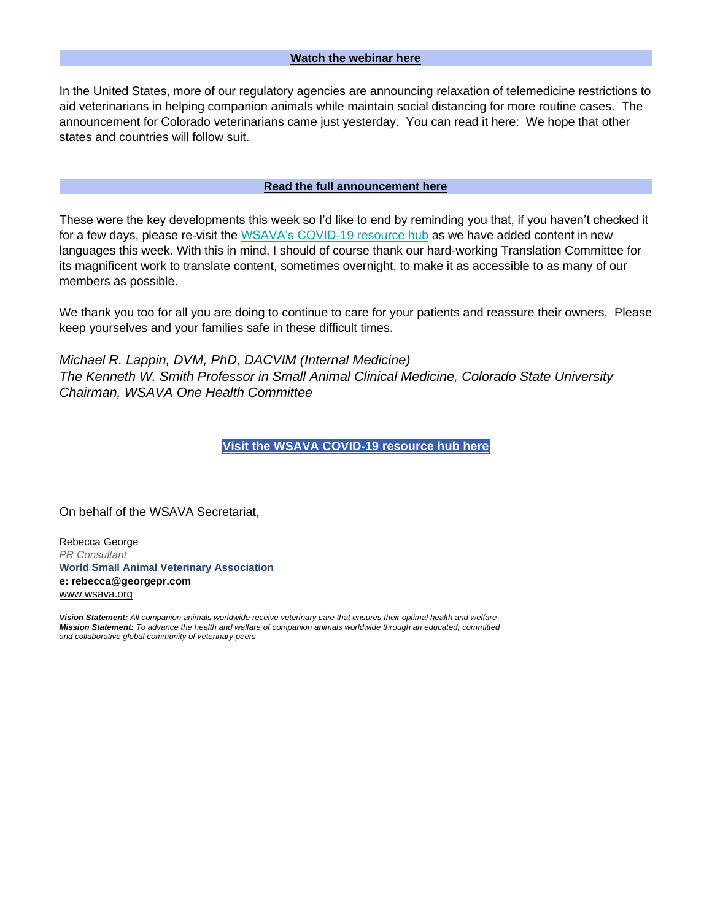**Watch the webinar here**

In the United States, more of our regulatory agencies are announcing relaxation of telemedicine restrictions to aid veterinarians in helping companion animals while maintain social distancing for more routine cases. The announcement for Colorado veterinarians came just yesterday. You can read it here: We hope that other states and countries will follow suit.

**Read the full announcement here**

These were the key developments this week so I'd like to end by reminding you that, if you haven't checked it for a few days, please re-visit the WSAVA's COVID-19 resource hub as we have added content in new languages this week. With this in mind, I should of course thank our hard-working Translation Committee for its magnificent work to translate content, sometimes overnight, to make it as accessible to as many of our members as possible.

We thank you too for all you are doing to continue to care for your patients and reassure their owners. Please keep yourselves and your families safe in these difficult times.

*Michael R. Lappin, DVM, PhD, DACVIM (Internal Medicine)*
*The Kenneth W. Smith Professor in Small Animal Clinical Medicine, Colorado State University*
*Chairman, WSAVA One Health Committee*

**Visit the WSAVA COVID-19 resource hub here**

On behalf of the WSAVA Secretariat,

Rebecca George
*PR Consultant*
**World Small Animal Veterinary Association**
**e: rebecca@georgepr.com**
www.wsava.org

***Vision Statement:*** *All companion animals worldwide receive veterinary care that ensures their optimal health and welfare*
***Mission Statement:*** *To advance the health and welfare of companion animals worldwide through an educated, committed and collaborative global community of veterinary peers*